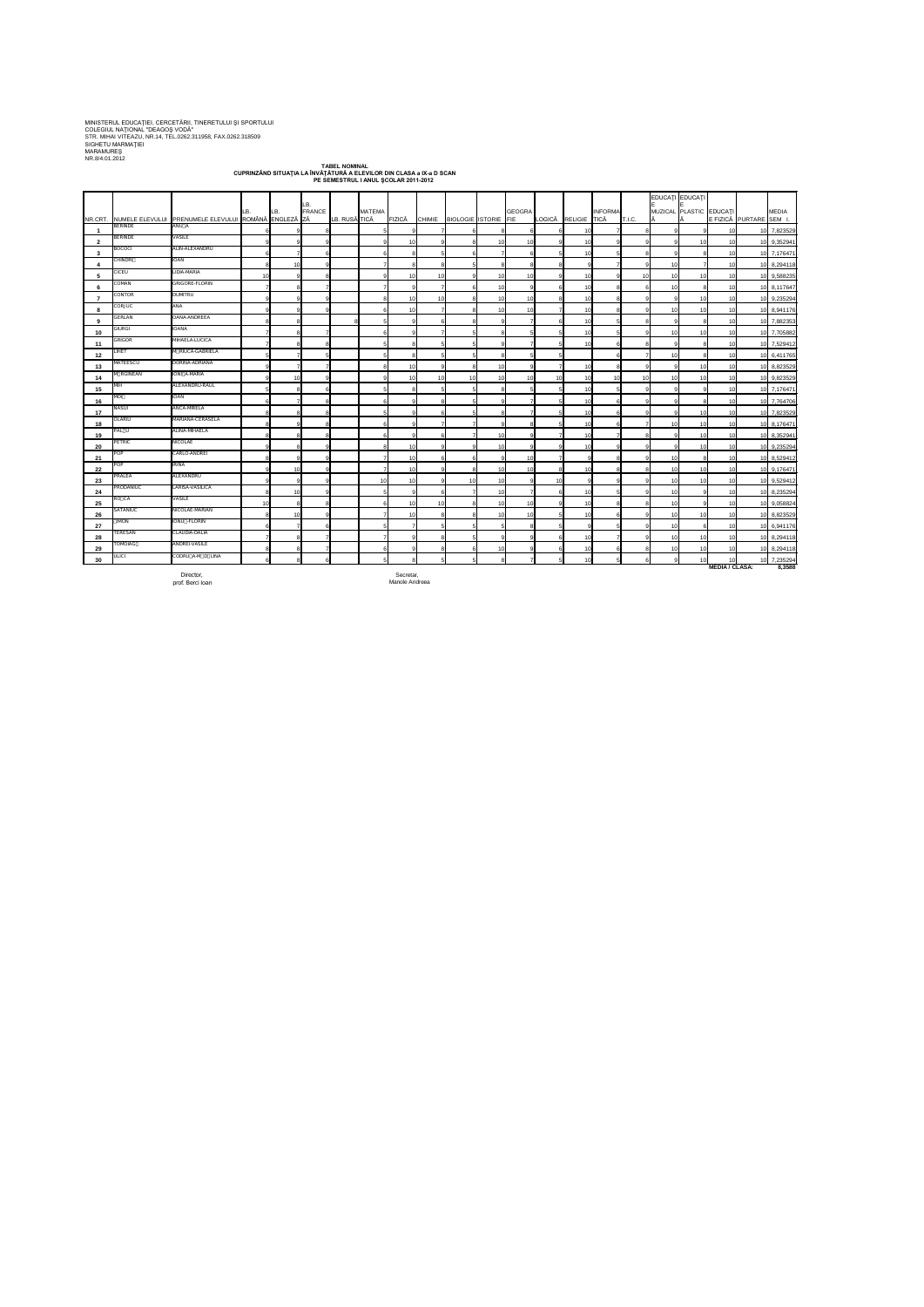MINISTERUL EDUCAȚIEI, CERCETĂRII, TINERETULUI ȘI SPORTULUI
COLEGIUL NAȚIONAL "DRAGOȘ VODĂ"
STR. MIHAI VITEAZU, NR.14, TEL.0262.311958, FAX.0262.318509
SIGHETU MARMAȚIEI
MARAMUREȘ
NR.8/4.01.2012

**TABEL NOMINAL**
**CUPRINZÂND SITUAȚIA LA ÎNVĂȚĂTURĂ A ELEVILOR DIN CLASA a IX-a D SCAN**
**PE SEMESTRUL I ANUL ȘCOLAR 2011-2012**

| NR.CRT. | NUMELE ELEVULUI | PRENUMELE ELEVULUI | LB. ROMÂNĂ | LB. ENGLEZĂ | LB. FRANCEZĂ | LB. RUSĂ | MATEMATICĂ | FIZICĂ | CHIMIE | BIOLOGIE | ISTORIE | GEOGRAFIE | LOGICĂ | RELIGIE | INFORMATICĂ | T.I.C. | EDUCAȚIE MUZICALĂ | EDUCAȚIE PLASTICĂ | EDUCAȚIE FIZICĂ | PURTARE | MEDIA SEM I |
|---|---|---|---|---|---|---|---|---|---|---|---|---|---|---|---|---|---|---|---|---|---|
| 1 | BERINDE | ANU□A | 6 | 9 | 8 | | 5 | 9 | 7 | 6 | 8 | 6 | 6 | 10 | 7 | 8 | 9 | 9 | 10 | 10 | 7,823529 |
| 2 | BERINDE | VASILE | 9 | 9 | 9 | | 9 | 10 | 9 | 8 | 10 | 10 | 9 | 10 | 9 | 9 | 9 | 10 | 10 | 10 | 9,352941 |
| 3 | BOCOCI | ALIN-ALEXANDRU | 6 | 7 | 6 | | 6 | 8 | 5 | 6 | 7 | 6 | 5 | 10 | 5 | 8 | 9 | 8 | 10 | 10 | 7,176471 |
| 4 | CHINDRI□ | IOAN | 8 | 10 | 9 | | 7 | 8 | 8 | 5 | 8 | 8 | 8 | 9 | 7 | 9 | 10 | 7 | 10 | 10 | 8,294118 |
| 5 | CICEU | LIDIA-MARIA | 10 | 9 | 8 | | 9 | 10 | 10 | 9 | 10 | 10 | 9 | 10 | 9 | 10 | 10 | 10 | 10 | 10 | 9,588235 |
| 6 | COMAN | GRIGORE-FLORIN | 7 | 8 | 7 | | 7 | 9 | 7 | 6 | 10 | 9 | 6 | 10 | 8 | 6 | 10 | 8 | 10 | 10 | 8,117647 |
| 7 | CONTOR | DUMITRU | 9 | 9 | 9 | | 8 | 10 | 10 | 8 | 10 | 10 | 8 | 10 | 8 | 9 | 9 | 10 | 10 | 10 | 9,235294 |
| 8 | CORJUC | ANA | 9 | 9 | 9 | | 6 | 10 | 7 | 8 | 10 | 10 | 7 | 10 | 8 | 9 | 10 | 10 | 10 | 10 | 8,941176 |
| 9 | GERLAN | OANA-ANDREEA | 8 | 8 | | 8 | 5 | 9 | 6 | 8 | 9 | 7 | 6 | 10 | 5 | 8 | 9 | 8 | 10 | 10 | 7,882353 |
| 10 | GIURGI | IOANA | 7 | 8 | 7 | | 6 | 9 | 7 | 5 | 8 | 5 | 5 | 10 | 5 | 9 | 10 | 10 | 10 | 10 | 7,705882 |
| 11 | GRIGOR | MIHAELA-LUCICA | 7 | 8 | 8 | | 5 | 8 | 5 | 5 | 9 | 7 | 5 | 10 | 6 | 8 | 9 | 8 | 10 | 10 | 7,529412 |
| 12 | LIHET | M□RIUCA-GABRIELA | 5 | 7 | 5 | | 5 | 8 | 5 | 5 | 8 | 5 | 5 | | 6 | 7 | 10 | 8 | 10 | 10 | 6,411765 |
| 13 | MATEESCU | DORINA-ADRIANA | 9 | 7 | 7 | | 8 | 10 | 9 | 8 | 10 | 9 | 7 | 10 | 8 | 9 | 9 | 10 | 10 | 10 | 8,823529 |
| 14 | M□RGINEAN | IONU□A-MARIA | 9 | 10 | 9 | | 9 | 10 | 10 | 10 | 10 | 10 | 10 | 10 | 10 | 10 | 10 | 10 | 10 | 10 | 9,823529 |
| 15 | MIH | ALEXANDRU-RAUL | 5 | 8 | 6 | | 5 | 8 | 5 | 5 | 8 | 5 | 5 | 10 | 5 | 9 | 9 | 9 | 10 | 10 | 7,176471 |
| 16 | MO□ | IOAN | 6 | 7 | 8 | | 6 | 9 | 8 | 5 | 9 | 7 | 5 | 10 | 6 | 9 | 9 | 8 | 10 | 10 | 7,764706 |
| 17 | NASUI | ANCA-MIRELA | 8 | 8 | 8 | | 5 | 9 | 6 | 5 | 8 | 7 | 5 | 10 | 6 | 9 | 9 | 10 | 10 | 10 | 7,823529 |
| 18 | OLARIU | MARIANA-CERASELA | 8 | 9 | 8 | | 6 | 9 | 7 | 7 | 9 | 8 | 5 | 10 | 6 | 7 | 10 | 10 | 10 | 10 | 8,176471 |
| 19 | PAL□U | ALINA-MIHAELA | 8 | 8 | 8 | | 6 | 9 | 6 | 7 | 10 | 9 | 7 | 10 | 7 | 8 | 9 | 10 | 10 | 10 | 8,352941 |
| 20 | PETRIC | NICOLAE | 9 | 8 | 9 | | 8 | 10 | 9 | 9 | 10 | 9 | 9 | 10 | 9 | 9 | 9 | 10 | 10 | 10 | 9,235294 |
| 21 | POP | CARLO-ANDREI | 8 | 9 | 9 | | 7 | 10 | 6 | 6 | 9 | 10 | 7 | 9 | 8 | 9 | 10 | 8 | 10 | 10 | 8,529412 |
| 22 | POP | IRINA | 9 | 10 | 9 | | 7 | 10 | 9 | 8 | 10 | 10 | 8 | 10 | 8 | 8 | 10 | 10 | 10 | 10 | 9,176471 |
| 23 | PRALEA | ALEXANDRU | 9 | 9 | 9 | | 10 | 10 | 9 | 10 | 10 | 9 | 10 | 9 | 9 | 9 | 10 | 10 | 10 | 10 | 9,529412 |
| 24 | PRODANIUC | LARISA-VASILICA | 8 | 10 | 9 | | 5 | 9 | 6 | 7 | 10 | 7 | 6 | 10 | 5 | 9 | 10 | 9 | 10 | 10 | 8,235294 |
| 25 | RO□CA | VASILE | 10 | 8 | 8 | | 6 | 10 | 10 | 8 | 10 | 10 | 9 | 10 | 8 | 8 | 10 | 9 | 10 | 10 | 9,058824 |
| 26 | SATANIUC | NICOLAE-MARIAN | 8 | 10 | 9 | | 7 | 10 | 8 | 8 | 10 | 10 | 5 | 10 | 6 | 9 | 10 | 10 | 10 | 10 | 8,823529 |
| 27 | □IMON | IONU□-FLORIN | 6 | 7 | 6 | | 5 | 7 | 5 | 5 | 5 | 8 | 5 | 9 | 5 | 9 | 10 | 6 | 10 | 10 | 6,941176 |
| 28 | TERESAN | CLAUDIA-DALIA | 7 | 8 | 7 | | 7 | 9 | 8 | 5 | 9 | 9 | 6 | 10 | 7 | 9 | 10 | 10 | 10 | 10 | 8,294118 |
| 29 | TOMOIAG□ | ANDREI-VASILE | 8 | 8 | 7 | | 6 | 9 | 8 | 6 | 10 | 9 | 6 | 10 | 6 | 8 | 10 | 10 | 10 | 10 | 8,294118 |
| 30 | ULICI | CODRU□A-M□D□LINA | 6 | 8 | 6 | | 5 | 8 | 5 | 5 | 8 | 7 | 5 | 10 | 5 | 6 | 9 | 10 | 10 | 10 | 7,235294 |
| | | | | | | | | | | | | | | | | | | | MEDIA / CLASA: | | 8,3588 |

Director,
prof. Berci Ioan

Secretar,
Manole Andreea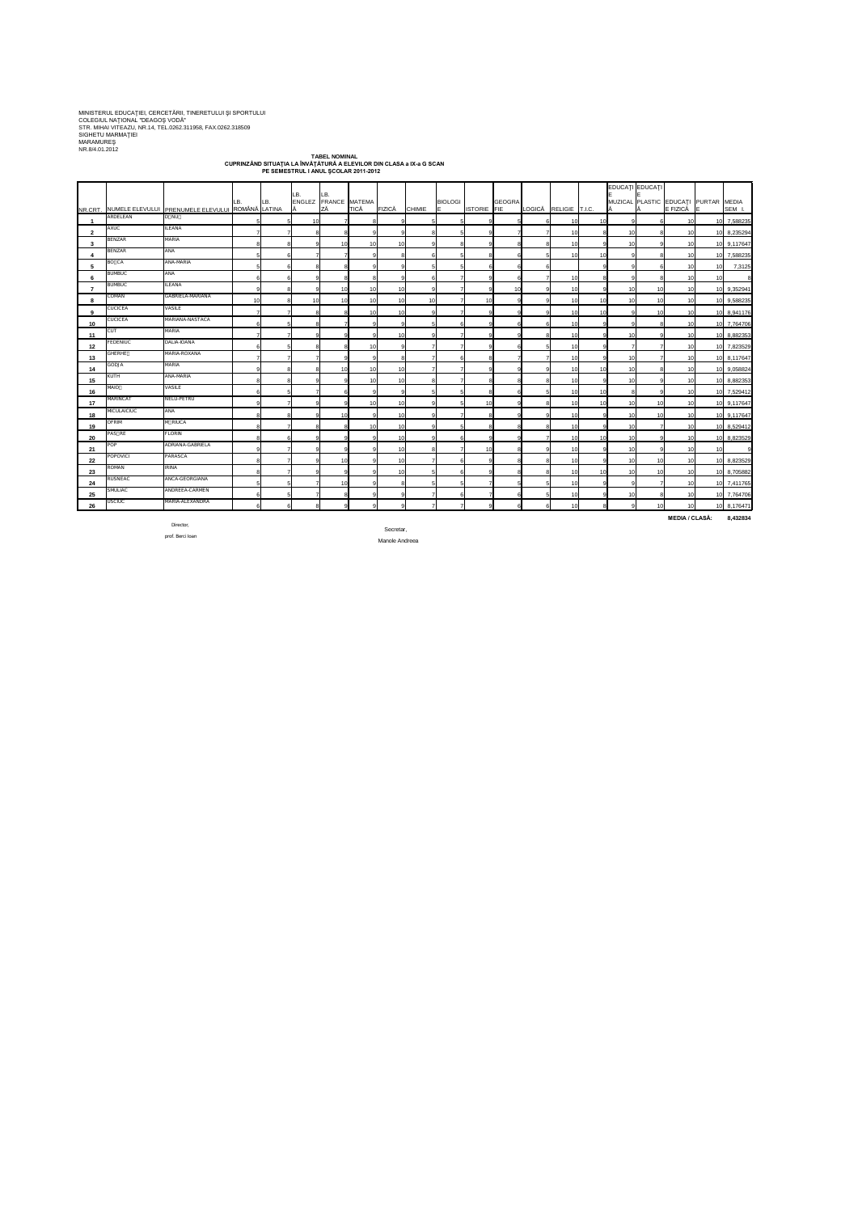MINISTERUL EDUCAȚIEI, CERCETĂRII, TINERETULUI ȘI SPORTULUI
COLEGIUL NAȚIONAL "DRAGOȘ VODĂ"
STR. MIHAI VITEAZU, NR.14, TEL.0262.311958, FAX.0262.318509
SIGHETU MARMAȚIEI
MARAMUREȘ
NR.8/4.01.2012

**TABEL NOMINAL**
**CUPRINZÂND SITUAȚIA LA ÎNVĂȚĂTURĂ A ELEVILOR DIN CLASA a IX-a G SCAN**
**PE SEMESTRUL I ANUL ȘCOLAR 2011-2012**

| NR.CRT. | NUMELE ELEVULUI | PRENUMELE ELEVULUI | LB. ROMÂNĂ | LB. LATINA | LB. ENGLEZĂ | LB. FRANCEZĂ | MATEMATICĂ | FIZICĂ | CHIMIE | BIOLOGIE | ISTORIE | GEOGRAFIE | LOGICĂ | RELIGIE | T.I.C. | EDUCAȚIE MUZICALĂ | EDUCAȚIE PLASTICĂ | EDUCAȚIE FIZICĂ | PURTARE | MEDIA SEM I |
|---|---|---|---|---|---|---|---|---|---|---|---|---|---|---|---|---|---|---|---|---|
| 1 | ARDELEAN | D□NU□ | 5 | 5 | 10 | 7 | 8 | 9 | 5 | 5 | 9 | 5 | 6 | 10 | 10 | 9 | 6 | 10 | 10 | 7,588235 |
| 2 | AXUC | ILEANA | 7 | 7 | 8 | 8 | 9 | 9 | 8 | 5 | 9 | 7 | 7 | 10 | 8 | 10 | 8 | 10 | 10 | 8,235294 |
| 3 | BENZAR | MARIA | 8 | 8 | 9 | 10 | 10 | 10 | 9 | 8 | 9 | 8 | 8 | 10 | 9 | 10 | 9 | 10 | 10 | 9,117647 |
| 4 | BENZAR | ANA | 5 | 6 | 7 | 7 | 9 | 8 | 6 | 5 | 8 | 6 | 5 | 10 | 10 | 9 | 8 | 10 | 10 | 7,588235 |
| 5 | BO□CA | ANA-MARIA | 5 | 6 | 8 | 8 | 9 | 9 | 5 | 5 | 6 | 6 | 6 | | 9 | 9 | 6 | 10 | 10 | 7,3125 |
| 6 | BUMBUC | ANA | 6 | 6 | 9 | 8 | 8 | 9 | 6 | 7 | 9 | 6 | 7 | 10 | 8 | 9 | 8 | 10 | 10 | 8 |
| 7 | BUMBUC | ILEANA | 9 | 8 | 9 | 10 | 10 | 10 | 9 | 7 | 9 | 10 | 9 | 10 | 9 | 10 | 10 | 10 | 10 | 9,352941 |
| 8 | CIDMAN | GABRIELA-MARIANA | 10 | 8 | 10 | 10 | 10 | 10 | 10 | 7 | 10 | 9 | 9 | 10 | 10 | 10 | 10 | 10 | 10 | 9,588235 |
| 9 | CUCICEA | VASILE | 7 | 7 | 8 | 8 | 10 | 10 | 9 | 7 | 9 | 9 | 9 | 10 | 10 | 9 | 10 | 10 | 10 | 8,941176 |
| 10 | CUCICEA | MARIANA-NASTACA | 6 | 5 | 8 | 7 | 9 | 9 | 5 | 6 | 9 | 6 | 6 | 10 | 9 | 9 | 8 | 10 | 10 | 7,764706 |
| 11 | CUT | MARIA | 7 | 7 | 9 | 9 | 9 | 10 | 9 | 7 | 9 | 9 | 8 | 10 | 9 | 10 | 9 | 10 | 10 | 8,882353 |
| 12 | FEDENIUC | DALIA-IOANA | 6 | 5 | 8 | 8 | 10 | 9 | 7 | 7 | 9 | 6 | 5 | 10 | 9 | 7 | 7 | 10 | 10 | 7,823529 |
| 13 | GHERHE□ | MARIA-ROXANA | 7 | 7 | 7 | 9 | 9 | 8 | 7 | 6 | 8 | 7 | 7 | 10 | 9 | 10 | 7 | 10 | 10 | 8,117647 |
| 14 | GODJA | MARIA | 9 | 8 | 8 | 10 | 10 | 10 | 7 | 7 | 9 | 9 | 9 | 10 | 10 | 10 | 8 | 10 | 10 | 9,058824 |
| 15 | KUTH | ANA-MARIA | 8 | 8 | 9 | 9 | 10 | 10 | 8 | 7 | 8 | 8 | 8 | 10 | 9 | 10 | 9 | 10 | 10 | 8,882353 |
| 16 | MAIO□ | VASILE | 6 | 5 | 7 | 6 | 9 | 9 | 5 | 5 | 8 | 6 | 5 | 10 | 10 | 8 | 9 | 10 | 10 | 7,529412 |
| 17 | MARINCAT | NELU-PETRU | 9 | 7 | 9 | 9 | 10 | 10 | 9 | 5 | 10 | 9 | 8 | 10 | 10 | 10 | 10 | 10 | 10 | 9,117647 |
| 18 | MICULAICIUC | ANA | 8 | 8 | 9 | 10 | 9 | 10 | 9 | 7 | 8 | 9 | 9 | 10 | 9 | 10 | 10 | 10 | 10 | 9,117647 |
| 19 | OPRIM | M□RIUCA | 8 | 7 | 8 | 8 | 10 | 10 | 9 | 5 | 8 | 8 | 8 | 10 | 9 | 10 | 7 | 10 | 10 | 8,529412 |
| 20 | PAS□RE | FLORIN | 8 | 6 | 9 | 9 | 9 | 10 | 9 | 6 | 9 | 9 | 7 | 10 | 10 | 10 | 9 | 10 | 10 | 8,823529 |
| 21 | POP | ADRIANA-GABRIELA | 9 | 7 | 9 | 9 | 9 | 10 | 8 | 7 | 10 | 8 | 9 | 10 | 9 | 10 | 9 | 10 | 10 | 9 |
| 22 | POPOVICI | PARASCA | 8 | 7 | 9 | 10 | 9 | 10 | 7 | 6 | 9 | 8 | 8 | 10 | 9 | 10 | 10 | 10 | 10 | 8,823529 |
| 23 | ROMAN | IRINA | 8 | 7 | 9 | 9 | 9 | 10 | 5 | 6 | 9 | 8 | 8 | 10 | 10 | 10 | 10 | 10 | 10 | 8,705882 |
| 24 | RUSNEAC | ANCA-GEORGIANA | 5 | 5 | 7 | 10 | 9 | 8 | 5 | 5 | 7 | 5 | 5 | 10 | 9 | 9 | 7 | 10 | 10 | 7,411765 |
| 25 | SMULIAC | ANDREEA-CARMEN | 6 | 5 | 7 | 8 | 9 | 9 | 7 | 6 | 7 | 6 | 5 | 10 | 9 | 10 | 8 | 10 | 10 | 7,764706 |
| 26 | USCIUC | MARIA-ALEXANDRA | 6 | 6 | 8 | 9 | 9 | 9 | 7 | 7 | 9 | 6 | 6 | 10 | 8 | 9 | 10 | 10 | 10 | 8,176471 |

**MEDIA / CLASĂ: 8,432834**

Director,
prof. Berci Ioan

Secretar,
Manole Andreea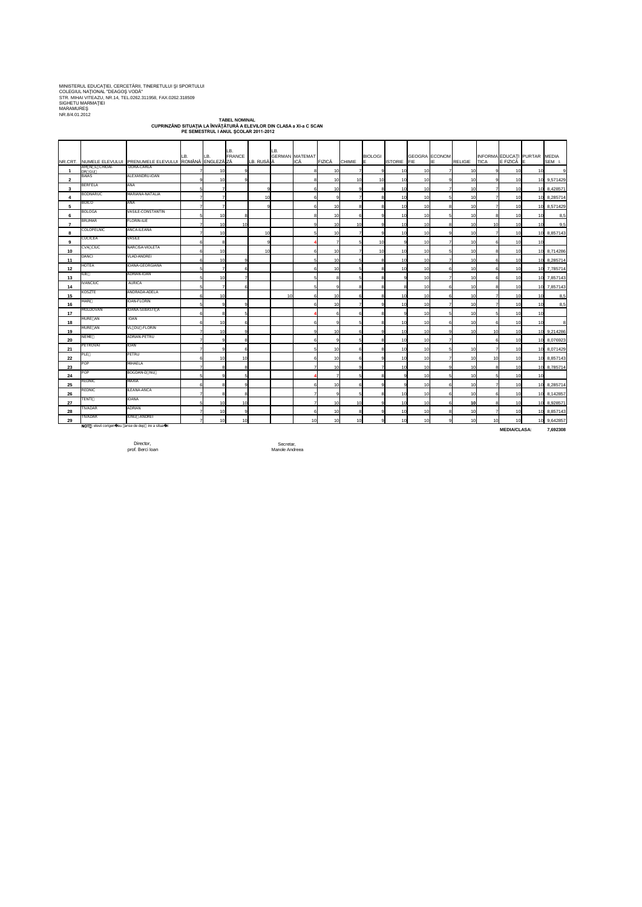MINISTERUL EDUCAȚIEI, CERCETĂRII, TINERETULUI ŞI SPORTULUI
COLEGIUL NAȚIONAL "DRAGOŞ VODĂ"
STR. MIHAI VITEAZU, NR.14, TEL.0262.311958, FAX.0262.318509
SIGHETU MARMAȚIEI
MARAMUREŞ
NR.8/4.01.2012

**TABEL NOMINAL**
**CUPRINZÂND SITUAȚIA LA ÎNVĂȚĂTURĂ A ELEVILOR DIN CLASA a XI-a C SCAN**
**PE SEMESTRUL I ANUL ŞCOLAR 2011-2012**

| NR.CRT. | NUMELE ELEVULUI | PRENUMELE ELEVULUI | LB. ROMÂNĂ | LB. ENGLEZĂ | LB. FRANCEZĂ | LB. RUSĂ | LB. GERMANĂ | MATEMATICĂ | FIZICĂ | CHIMIE | BIOLOGIE | ISTORIE | GEOGRAFIE | ECONOMIE | RELIGIE | INFORMATICA | EDUCAȚIE FIZICĂ | PURTARE | MEDIA SEM I |
|---|---|---|---|---|---|---|---|---|---|---|---|---|---|---|---|---|---|---|---|
| 1 | ARM□N□L□CHIOAI-DR□GU□ | IOANA-CARLA | 7 | 10 | 9 | | | 8 | 10 | 7 | 9 | 10 | 10 | 7 | 10 | 9 | 10 | 10 | 9 |
| 2 | BAIAS | ALEXANDRU-IOAN | 9 | 10 | 9 | | | 8 | 10 | 10 | 10 | 10 | 10 | 9 | 10 | 9 | 10 | 10 | 9,571429 |
| 3 | BERFELA | ANA | 5 | 7 | | 9 | | 6 | 10 | 9 | 8 | 10 | 10 | 7 | 10 | 7 | 10 | 10 | 8,428571 |
| 4 | BODNARUC | MARIANA-NATALIA | 7 | 7 | | 10 | | 6 | 9 | 7 | 8 | 10 | 10 | 5 | 10 | 7 | 10 | 10 | 8,285714 |
| 5 | BOICU | ANA | 7 | 7 | | 9 | | 6 | 10 | 8 | 8 | 10 | 10 | 8 | 10 | 7 | 10 | 10 | 8,571429 |
| 6 | BOLOGA | VASILE-CONSTANTIN | 5 | 10 | 8 | | | 8 | 10 | 6 | 9 | 10 | 10 | 5 | 10 | 8 | 10 | 10 | 8,5 |
| 7 | BRUMAR | FLORIN-ILIE | 7 | 10 | 10 | | | 9 | 10 | 10 | 9 | 10 | 10 | 8 | 10 | 10 | 10 | 10 | 9,5 |
| 8 | COLOPELNIC | ANCA-ILEANA | 7 | 10 | | 10 | | 5 | 10 | 7 | 9 | 10 | 10 | 9 | 10 | 7 | 10 | 10 | 8,857143 |
| 9 | CUCICEA | VASILE | 6 | 8 | | 9 | | 4 | 7 | 5 | 10 | 9 | 10 | 7 | 10 | 6 | 10 | 10 | |
| 10 | CVA□CIUC | NARCISA-VIOLETA | 6 | 10 | | 10 | | 6 | 10 | 7 | 10 | 10 | 10 | 5 | 10 | 8 | 10 | 10 | 8,714286 |
| 11 | DANCI | VLAD-ANDREI | 6 | 10 | 9 | | | 5 | 10 | 5 | 8 | 10 | 10 | 7 | 10 | 6 | 10 | 10 | 8,285714 |
| 12 | HOTEA | IOANA-GEORGIANA | 5 | 7 | 6 | | | 6 | 10 | 5 | 8 | 10 | 10 | 6 | 10 | 6 | 10 | 10 | 7,785714 |
| 13 | ILIE□ | ADRIAN-IOAN | 5 | 10 | 7 | | | 5 | 8 | 5 | 8 | 9 | 10 | 7 | 10 | 6 | 10 | 10 | 7,857143 |
| 14 | IVANCIUC | AURICA | 5 | 7 | 6 | | | 5 | 9 | 8 | 8 | 8 | 10 | 6 | 10 | 8 | 10 | 10 | 7,857143 |
| 15 | KOSZTE | ANDRADA-ADELA | 6 | 10 | | | 10 | 6 | 10 | 6 | 8 | 10 | 10 | 6 | 10 | 7 | 10 | 10 | 8,5 |
| 16 | MAR□ | IOAN-FLORIN | 5 | 9 | 9 | | | 6 | 10 | 7 | 9 | 10 | 10 | 7 | 10 | 7 | 10 | 10 | 8,5 |
| 17 | MOLDOVAN | IOANA-SEBASTI□A | 6 | 8 | 5 | | | 4 | 6 | 6 | 8 | 9 | 10 | 5 | 10 | 5 | 10 | 10 | |
| 18 | MURE□AN | IOAN | 6 | 10 | 6 | | | 6 | 9 | 5 | 8 | 10 | 10 | 6 | 10 | 6 | 10 | 10 | 8 |
| 19 | MURE□AN | VL□DU□-FLORIN | 7 | 10 | 9 | | | 9 | 10 | 6 | 9 | 10 | 10 | 9 | 10 | 10 | 10 | 10 | 9,214286 |
| 20 | NEME□ | ADRIAN-PETRU | 7 | 9 | 8 | | | 6 | 9 | 5 | 8 | 10 | 10 | 7 | | 6 | 10 | 10 | 8,076923 |
| 21 | PETROVAI | IOAN | 7 | 9 | 6 | | | 5 | 10 | 6 | 8 | 10 | 10 | 5 | 10 | 7 | 10 | 10 | 8,071429 |
| 22 | PLE□ | PETRU | 6 | 10 | 10 | | | 6 | 10 | 6 | 9 | 10 | 10 | 7 | 10 | 10 | 10 | 10 | 8,857143 |
| 23 | POP | MIHAELA | 7 | 8 | 8 | | | 7 | 10 | 9 | 7 | 10 | 10 | 9 | 10 | 8 | 10 | 10 | 8,785714 |
| 24 | POP | BOGDAN-D□NU□ | 5 | 9 | 5 | | | 4 | 7 | 5 | 8 | 9 | 10 | 5 | 10 | 5 | 10 | 10 | |
| 25 | REDNIC | MARIA | 6 | 8 | 9 | | | 6 | 10 | 6 | 9 | 9 | 10 | 6 | 10 | 7 | 10 | 10 | 8,285714 |
| 26 | REDNIC | ILEANA-ANCA | 7 | 8 | 8 | | | 7 | 9 | 5 | 8 | 10 | 10 | 6 | 10 | 6 | 10 | 10 | 8,142857 |
| 27 | TENTE□ | IOANA | 5 | 10 | 10 | | | 7 | 10 | 10 | 9 | 10 | 10 | 6 | 10 | 8 | 10 | 10 | 8,928571 |
| 28 | TIVADAR | ADRIAN | 7 | 10 | 9 | | | 6 | 10 | 8 | 9 | 10 | 10 | 8 | 10 | 7 | 10 | 10 | 8,857143 |
| 29 | TIVADAR | IONU□-ANDREI | 7 | 10 | 10 | | | 10 | 10 | 10 | 9 | 10 | 10 | 9 | 10 | 10 | 10 | 10 | 9,642857 |

**NOT□**: elevii corigen□i sau □anse de dep□ ire a situa□i

**MEDIA/CLASA: 7,692308**

Director,
prof. Berci Ioan

Secretar,
Manole Andreea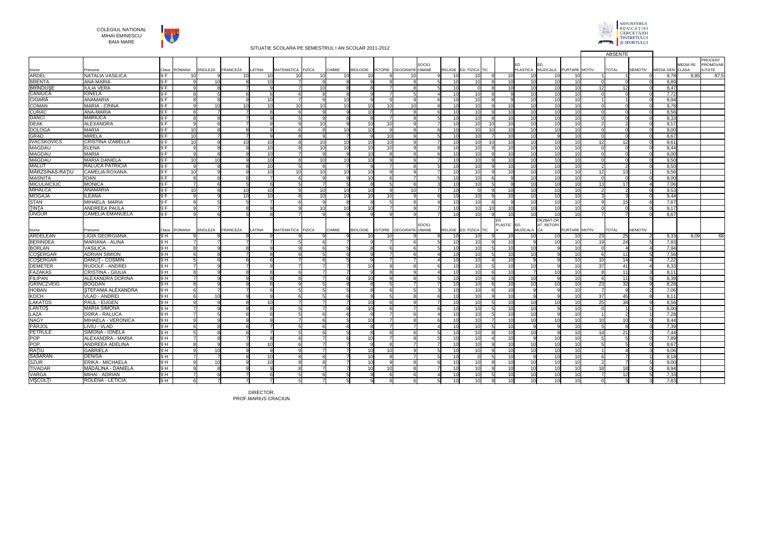COLEGIUL NATIONAL
MIHAI EMINESCU
BAIA MARE

MINISTERUL EDUCAȚIEI CERCETĂRII TINERETULUI ȘI SPORTULUI

## SITUATIE SCOLARA PE SEMESTRUL I AN SCOLAR 2011-2012

| Nume | Prenume | Clasa | ROMANA | ENGLEZA | FRANCEZA | LATINA | MATEMATICA | FIZICA | CHIMIE | BIOLOGIE | ISTORIE | GEOGRAFIE | SOCIO-UMANE | RELIGIE | ED. FIZICA | TIC | | ED. PLASTICA | ED. MUZICALA | PURTARE | ABSENTE MOTIV | ABSENTE TOTAL | ABSENTE NEMOTIV | MEDIA GEN | MEDIA PE CLASA | PROCENT PROMOVABILITATE |
|---|---|---|---|---|---|---|---|---|---|---|---|---|---|---|---|---|---|---|---|---|---|---|---|---|---|---|
| ARDEL | NATALIA VASILICA | 9 F | 10 | 9 | 10 | 10 | 10 | 10 | 10 | 10 | 9 | 10 | 9 | 10 | 10 | 9 | 10 | 10 | 10 | 10 | 1 | 1 | 0 | 9,78 | 8,85 | 87,5 |
| BRENTA | ANA MARIA | 9 F | 9 | 10 | 8 | 10 | 7 | 9 | 8 | 9 | 9 | 8 | 5 | 10 | 10 | 8 | 10 | 10 | 10 | 10 | 0 | 0 | 0 | 8,89 | | |
| BRÎNDUȘE | IULIA VERA | 9 F | 9 | 8 | 7 | 9 | 7 | 10 | 8 | 8 | 7 | 8 | 5 | 10 | 0 | 8 | 10 | 10 | 10 | 10 | 12 | 12 | 0 | 8,47 | | |
| CANIUCĂ | IONELA | 9 F | 8 | 5 | 6 | 6 | 6 | 8 | 8 | 9 | 7 | 5 | 4 | 10 | 10 | 8 | 9 | 10 | 10 | 10 | 0 | 0 | 0 | 7,72 | | |
| CIOARĂ | ANAMARIA | 9 F | 8 | 8 | 9 | 10 | 7 | 9 | 10 | 9 | 9 | 9 | 6 | 10 | 10 | 8 | 9 | 10 | 10 | 10 | 1 | 1 | 0 | 8,94 | | |
| COMAN | MARIA - CRINA | 9 F | 9 | 10 | 10 | 10 | 10 | 10 | 10 | 10 | 10 | 10 | 8 | 10 | 10 | 9 | 10 | 10 | 10 | 10 | 0 | 0 | 0 | 9,78 | | |
| CURAC | ANA-MARIA | 9 F | 8 | 7 | 7 | 8 | 6 | 9 | 9 | 10 | 7 | 8 | 6 | 10 | 10 | 9 | 10 | 10 | 10 | 10 | 0 | 0 | 0 | 8,56 | | |
| DANCI | MARIUCA | 9 F | 8 | 8 | 7 | 9 | 5 | 9 | 8 | 8 | 7 | 8 | 5 | 10 | 10 | 8 | 10 | 10 | 10 | 10 | 0 | 0 | 0 | 8,33 | | |
| DEAK | ALEXANDRA | 9 F | 9 | 6 | 7 | 9 | 9 | 10 | 9 | 10 | 10 | 9 | 7 | 10 | 10 | 10 | 10 | 10 | 10 | 10 | 2 | 2 | 0 | 9,17 | | |
| DOLOGA | MARIA | 9 F | 10 | 8 | 8 | 9 | 6 | 8 | 10 | 10 | 9 | 8 | 6 | 10 | 10 | 10 | 10 | 10 | 10 | 10 | 0 | 0 | 0 | 9,00 | | |
| GRAD | MIRELA | 9 F | 10 | 7 | 7 | 9 | 8 | 9 | 7 | 9 | 10 | 9 | 5 | 10 | 10 | 7 | 10 | 10 | 9 | 10 | 0 | 0 | 0 | 8,67 | | |
| IVACSKOVICS | CRISTINA IZABELLA | 9 F | 10 | 9 | 10 | 10 | 8 | 10 | 10 | 10 | 10 | 9 | 7 | 10 | 10 | 10 | 10 | 10 | 10 | 10 | 12 | 12 | 0 | 9,61 | | |
| MAGDAU | ELENA | 9 F | 9 | 8 | 9 | 10 | 8 | 10 | 10 | 10 | 10 | 9 | 8 | 10 | 10 | 9 | 10 | 10 | 10 | 10 | 0 | 0 | 0 | 9,44 | | |
| MAGDAU | MARIA | 9 F | 9 | 8 | 9 | 10 | 7 | 9 | 9 | 10 | 8 | 8 | 6 | 10 | 10 | 9 | 10 | 10 | 10 | 10 | 0 | 0 | 0 | 9,00 | | |
| MAGDAU | MARIA DANIELA | 9 F | 10 | 10 | 9 | 10 | 8 | 10 | 10 | 10 | 9 | 9 | 7 | 10 | 10 | 9 | 10 | 10 | 10 | 10 | 0 | 0 | 0 | 9,50 | | |
| MALUȚ | RALUCA PATRICIA | 9 F | 9 | 8 | 8 | 10 | 5 | 8 | 7 | 9 | 7 | 8 | 5 | 10 | 10 | 9 | 10 | 10 | 10 | 10 | 2 | 2 | 0 | 8,50 | | |
| MĂRZSINAS-RAȚIU | CAMELIA ROXANA | 9 F | 10 | 9 | 9 | 10 | 10 | 10 | 10 | 10 | 9 | 9 | 7 | 10 | 10 | 9 | 10 | 10 | 10 | 10 | 12 | 13 | 1 | 9,56 | | |
| MASNIȚA | IOAN | 9 F | 8 | 6 | 6 | 7 | 6 | 9 | 9 | 10 | 6 | 7 | 5 | 10 | 10 | 6 | 9 | 10 | 10 | 10 | 0 | 0 | 0 | 8,00 | | |
| MICULAICIUC | MONICA | 9 F | 7 | 6 | 5 | 6 | 5 | 7 | 5 | 8 | 5 | 6 | 3 | 10 | 10 | 5 | 9 | 10 | 10 | 10 | 13 | 17 | 4 | 7,06 | | |
| MIHALCA | ANAMARIA | 9 F | 10 | 8 | 10 | 10 | 9 | 10 | 10 | 10 | 9 | 10 | 7 | 10 | 0 | 9 | 10 | 10 | 10 | 10 | 2 | 2 | 0 | 9,53 | | |
| MOGAJA | ILEANA | 9 F | 9 | 9 | 10 | 10 | 8 | 10 | 10 | 10 | 10 | 9 | 6 | 10 | 10 | 9 | 10 | 10 | 10 | 10 | 3 | 3 | 0 | 9,44 | | |
| STAN | MIHAELA MARIA | 9 F | 8 | 5 | 5 | 7 | 6 | 9 | 8 | 8 | 5 | 8 | 4 | 10 | 10 | 6 | 9 | 10 | 10 | 10 | 9 | 15 | 6 | 7,67 | | |
| ȚINȚA | ANDREEA PAULA | 9 F | 9 | 7 | 8 | 9 | 9 | 10 | 10 | 10 | 7 | 9 | 7 | 10 | 10 | 10 | 10 | 10 | 10 | 10 | 0 | 0 | 0 | 9,17 | | |
| UNGUR | CAMELIA EMANUELA | 9 F | 9 | 6 | 5 | 8 | 7 | 9 | 9 | 9 | 9 | 9 | 7 | 10 | 10 | 9 | 10 | 10 | 10 | 10 | 7 | 7 | 0 | 8,67 | | |

| Nume | Prenume | Clasa | ROMANA | ENGLEZA | FRANCEZA | LATINA | MATEMATICA | FIZICA | CHIMIE | BIOLOGIE | ISTORIE | GEOGRAFIE | SOCIO-UMANE | RELIGIE | ED. FIZICA | TIC | ED PLASTICA | ED. MUZICALA | DEZBAT,ORAT.,RETORICA | PURTARE | MOTIV | TOTAL | NEMOTIV | MEDIA GEN | MEDIA PE CLASA | PROCENT PROMOVABILITATE |
|---|---|---|---|---|---|---|---|---|---|---|---|---|---|---|---|---|---|---|---|---|---|---|---|---|---|---|
| ARDELEAN | LIGIA GEORGIANA | 9 H | 9 | 8 | 9 | 9 | 9 | 9 | 9 | 10 | 10 | 9 | 8 | 10 | 10 | 9 | 10 | 10 | 10 | 10 | 23 | 25 | 2 | 9,33 | 8,09 | 68 |
| BERINDEA | MARIANA - ALINA | 9 H | 7 | 7 | 7 | 7 | 5 | 6 | 7 | 9 | 7 | 6 | 5 | 10 | 10 | 9 | 10 | 9 | 10 | 10 | 19 | 24 | 5 | 7,83 | | |
| BORLAN | VASILICA | 9 H | 8 | 9 | 8 | 9 | 9 | 6 | 5 | 8 | 6 | 6 | 5 | 10 | 10 | 5 | 10 | 10 | 9 | 10 | 0 | 4 | 4 | 7,94 | | |
| COȘERGAR | ADRIAN SIMION | 9 H | 6 | 8 | 7 | 8 | 6 | 5 | 6 | 9 | 7 | 6 | 4 | 10 | 10 | 5 | 10 | 10 | 9 | 10 | 6 | 11 | 5 | 7,56 | | |
| COȘERGAR | DANUȚ - COSMIN | 9 H | 5 | 6 | 6 | 6 | 7 | 6 | 5 | 9 | 7 | 7 | 4 | 10 | 10 | 4 | 10 | 9 | 9 | 10 | 10 | 14 | 4 | 7,22 | | |
| DEMETER | RUDOLF - ANDREI | 9 H | 7 | 9 | 7 | 9 | 7 | 7 | 7 | 10 | 9 | 8 | 6 | 10 | 10 | 5 | 10 | 10 | 9 | 10 | 37 | 41 | 4 | 8,33 | | |
| FAZAKAS | CRISTINA - GIULIA | 9 H | 8 | 9 | 8 | 8 | 6 | 7 | 7 | 9 | 8 | 9 | 4 | 10 | 10 | 6 | 10 | 7 | 10 | 10 | 8 | 11 | 3 | 8,11 | | |
| FILIPAN | ALEXANDRA DORINA | 9 H | 7 | 9 | 9 | 8 | 8 | 7 | 6 | 10 | 9 | 8 | 5 | 10 | 10 | 6 | 10 | 10 | 9 | 10 | 6 | 11 | 5 | 8,39 | | |
| GRINCZVEIG | BOGDAN | 9 H | 8 | 9 | 9 | 8 | 9 | 5 | 8 | 8 | 5 | 7 | 7 | 10 | 10 | 6 | 10 | 10 | 10 | 10 | 23 | 32 | 9 | 8,28 | | |
| HOBAN | ȘTEFANIA ALEXANDRA | 9 H | 6 | 7 | 7 | 6 | 5 | 5 | 5 | 8 | 6 | 5 | 3 | 10 | 10 | 6 | 10 | 9 | 9 | 10 | 7 | 9 | 2 | 7,06 | | |
| KOCH | VLAD - ANDREI | 9 H | 6 | 10 | 9 | 9 | 6 | 5 | 6 | 9 | 5 | 8 | 6 | 10 | 10 | 9 | 10 | 9 | 9 | 10 | 37 | 45 | 8 | 8,11 | | |
| LAKATOS | PAUL - EUGEN | 9 H | 9 | 9 | 8 | 10 | 7 | 7 | 7 | 10 | 6 | 9 | 7 | 10 | 10 | 5 | 10 | 10 | 10 | 10 | 25 | 34 | 9 | 8,56 | | |
| LANTOȘ | MARIA SIMONA | 9 H | 7 | 9 | 9 | 8 | 5 | 7 | 6 | 10 | 6 | 7 | 6 | 10 | 10 | 5 | 10 | 10 | 9 | 10 | 0 | 1 | 1 | 8,00 | | |
| LAZA | DORA - RALUCA | 9 H | 7 | 5 | 6 | 6 | 5 | 6 | 6 | 9 | 7 | 6 | 4 | 10 | 10 | 5 | 10 | 10 | 9 | 10 | 1 | 2 | 1 | 7,28 | | |
| NAGY | MIHAELA - VERONICA | 9 H | 9 | 9 | 9 | 9 | 7 | 6 | 5 | 10 | 7 | 8 | 6 | 10 | 10 | 7 | 10 | 10 | 10 | 10 | 10 | 10 | 0 | 8,44 | | |
| PÂRJOL | LIVIU - VLAD | 9 H | 6 | 8 | 6 | 7 | 5 | 6 | 6 | 8 | 7 | 7 | 4 | 10 | 10 | 5 | 10 | 9 | 9 | 10 | 5 | 8 | 3 | 7,39 | | |
| PETRULE | SIMONA - IONELA | 9 H | 5 | 8 | 6 | 7 | 5 | 6 | 5 | 8 | 6 | 6 | 5 | 10 | 10 | 8 | 10 | 10 | 9 | 10 | 14 | 21 | 7 | 7,44 | | |
| POP | ALEXANDRA - MARIA | 9 H | 7 | 8 | 7 | 8 | 6 | 7 | 6 | 10 | 7 | 8 | 5 | 10 | 10 | 4 | 10 | 9 | 10 | 10 | 5 | 5 | 0 | 7,89 | | |
| POP | ANDREEA ADELINA | 9 H | 8 | 9 | 9 | 10 | 6 | 7 | 7 | 9 | 8 | 7 | 7 | 10 | 10 | 9 | 10 | 10 | 10 | 10 | 5 | 5 | 0 | 8,67 | | |
| RAȚIU | GABRIELA | 9 H | 9 | 10 | 9 | 9 | 9 | 7 | 7 | 10 | 10 | 9 | 7 | 10 | 10 | 9 | 10 | 10 | 10 | 10 | 1 | 4 | 3 | 9,06 | | |
| SĂSĂRAN | DENISA | 9 H | 7 | 7 | 8 | 10 | 8 | 8 | 7 | 10 | 8 | 7 | 5 | 10 | 0 | 5 | 10 | 9 | 10 | 10 | 6 | 7 | 1 | 8,18 | | |
| SZUR | ERIKA - MICHAELA | 9 H | 9 | 10 | 9 | 10 | 8 | 8 | 7 | 10 | 9 | 8 | 6 | 10 | 10 | 8 | 10 | 10 | 10 | 10 | 2 | 7 | 5 | 9,00 | | |
| TIVADAR | MĂDĂLINA - DANIELA | 9 H | 9 | 8 | 9 | 9 | 8 | 7 | 7 | 10 | 10 | 8 | 7 | 10 | 10 | 9 | 10 | 10 | 10 | 10 | 18 | 18 | 0 | 8,94 | | |
| VARGA | MIHAI - ADRIAN | 9 H | 7 | 6 | 7 | 6 | 5 | 6 | 5 | 9 | 6 | 6 | 4 | 10 | 10 | 5 | 10 | 10 | 10 | 10 | 7 | 12 | 5 | 7,33 | | |
| VIȘCOLȚI | ROLENA - LETICIA | 9 H | 6 | 7 | 7 | 7 | 5 | 7 | 5 | 9 | 8 | 6 | 5 | 10 | 10 | 9 | 10 | 10 | 10 | 10 | 0 | 3 | 3 | 7,83 | | |

DIRECTOR,
PROF.MARIUS CRACIUN